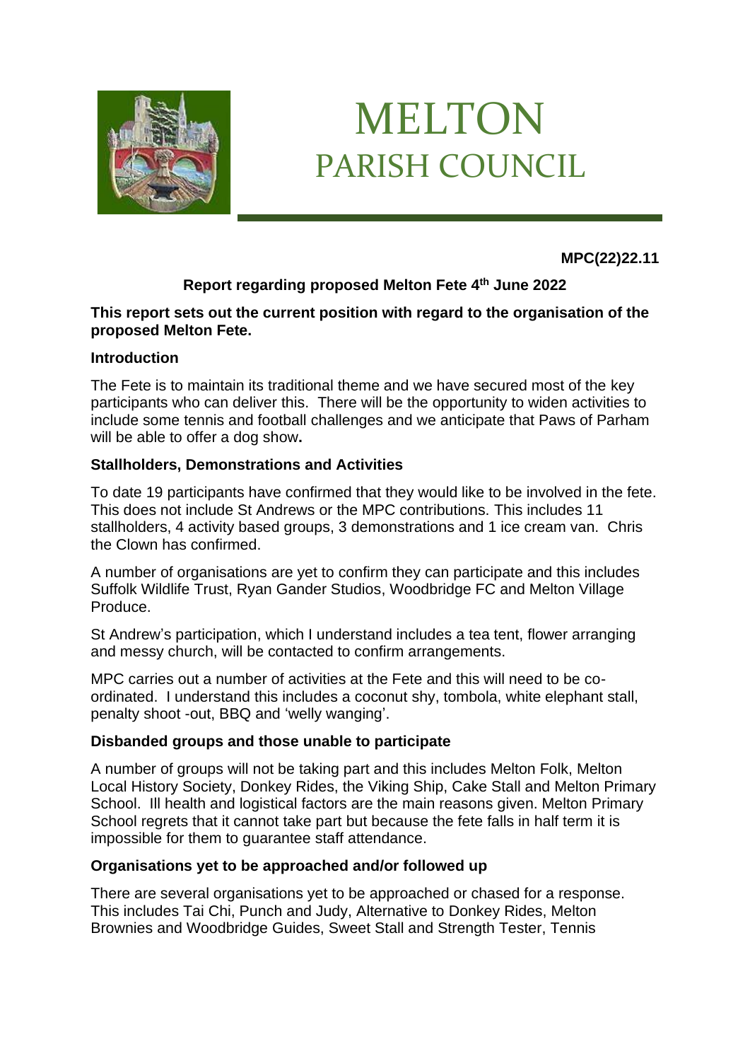# MELTON
## PARISH COUNCIL

**MPC(22)22.11**

**Report regarding proposed Melton Fete 4th June 2022**

**This report sets out the current position with regard to the organisation of the proposed Melton Fete.**

**Introduction**

The Fete is to maintain its traditional theme and we have secured most of the key participants who can deliver this. There will be the opportunity to widen activities to include some tennis and football challenges and we anticipate that Paws of Parham will be able to offer a dog show**.**

**Stallholders, Demonstrations and Activities**

To date 19 participants have confirmed that they would like to be involved in the fete. This does not include St Andrews or the MPC contributions. This includes 11 stallholders, 4 activity based groups, 3 demonstrations and 1 ice cream van. Chris the Clown has confirmed.

A number of organisations are yet to confirm they can participate and this includes Suffolk Wildlife Trust, Ryan Gander Studios, Woodbridge FC and Melton Village Produce.

St Andrew's participation, which I understand includes a tea tent, flower arranging and messy church, will be contacted to confirm arrangements.

MPC carries out a number of activities at the Fete and this will need to be co-ordinated. I understand this includes a coconut shy, tombola, white elephant stall, penalty shoot -out, BBQ and 'welly wanging'.

**Disbanded groups and those unable to participate**

A number of groups will not be taking part and this includes Melton Folk, Melton Local History Society, Donkey Rides, the Viking Ship, Cake Stall and Melton Primary School. Ill health and logistical factors are the main reasons given. Melton Primary School regrets that it cannot take part but because the fete falls in half term it is impossible for them to guarantee staff attendance.

**Organisations yet to be approached and/or followed up**

There are several organisations yet to be approached or chased for a response. This includes Tai Chi, Punch and Judy, Alternative to Donkey Rides, Melton Brownies and Woodbridge Guides, Sweet Stall and Strength Tester, Tennis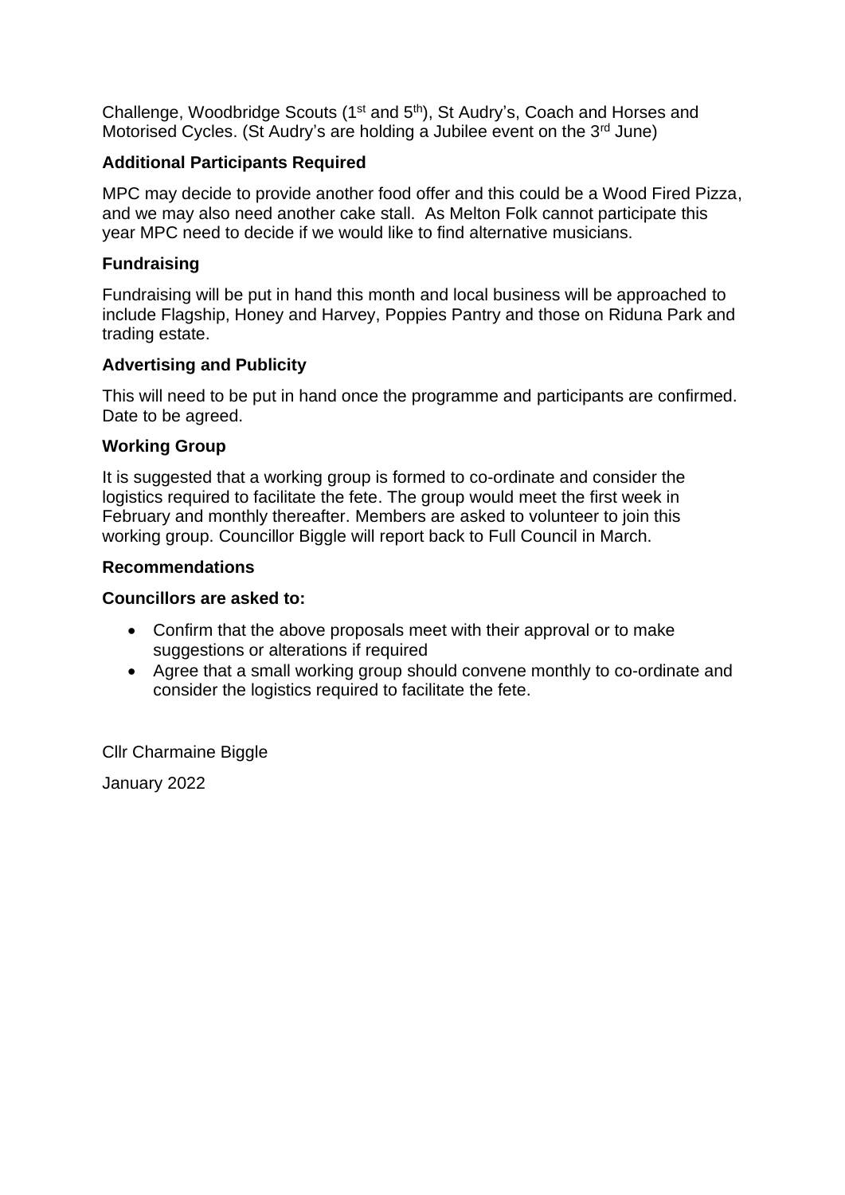Challenge, Woodbridge Scouts (1st and 5th), St Audry's, Coach and Horses and Motorised Cycles. (St Audry's are holding a Jubilee event on the 3rd June)

**Additional Participants Required**

MPC may decide to provide another food offer and this could be a Wood Fired Pizza, and we may also need another cake stall. As Melton Folk cannot participate this year MPC need to decide if we would like to find alternative musicians.

**Fundraising**

Fundraising will be put in hand this month and local business will be approached to include Flagship, Honey and Harvey, Poppies Pantry and those on Riduna Park and trading estate.

**Advertising and Publicity**

This will need to be put in hand once the programme and participants are confirmed. Date to be agreed.

**Working Group**

It is suggested that a working group is formed to co-ordinate and consider the logistics required to facilitate the fete. The group would meet the first week in February and monthly thereafter. Members are asked to volunteer to join this working group. Councillor Biggle will report back to Full Council in March.

**Recommendations**

**Councillors are asked to:**

- Confirm that the above proposals meet with their approval or to make suggestions or alterations if required
- Agree that a small working group should convene monthly to co-ordinate and consider the logistics required to facilitate the fete.

Cllr Charmaine Biggle

January 2022